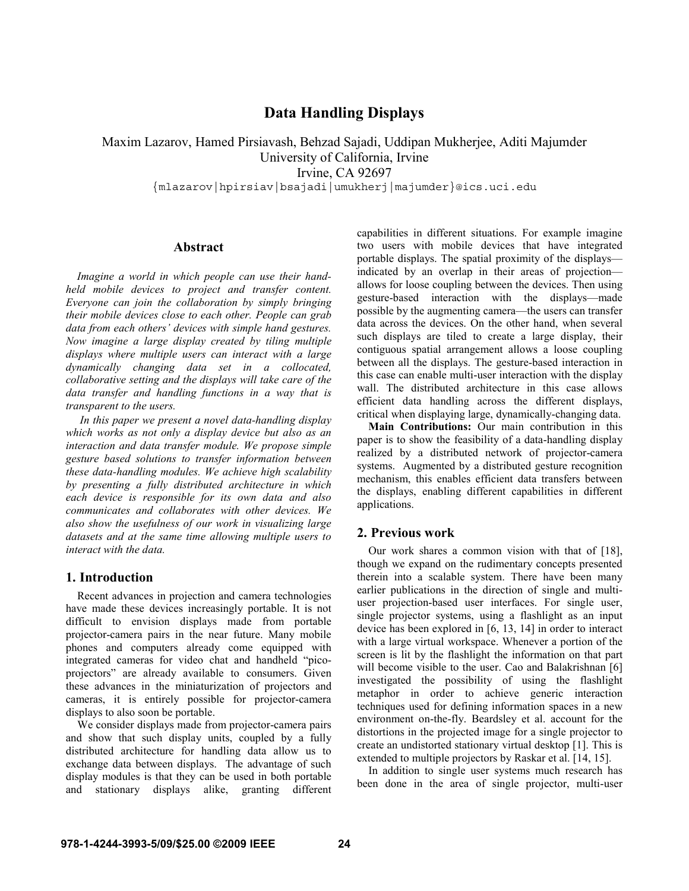# Data Handling Displays

Maxim Lazarov, Hamed Pirsiavash, Behzad Sajadi, Uddipan Mukherjee, Aditi Majumder
University of California, Irvine
Irvine, CA 92697
{mlazarov|hpirsiav|bsajadi|umukherj|majumder}@ics.uci.edu

## Abstract

*Imagine a world in which people can use their hand-held mobile devices to project and transfer content. Everyone can join the collaboration by simply bringing their mobile devices close to each other. People can grab data from each others' devices with simple hand gestures. Now imagine a large display created by tiling multiple displays where multiple users can interact with a large dynamically changing data set in a collocated, collaborative setting and the displays will take care of the data transfer and handling functions in a way that is transparent to the users.*

*In this paper we present a novel data-handling display which works as not only a display device but also as an interaction and data transfer module. We propose simple gesture based solutions to transfer information between these data-handling modules. We achieve high scalability by presenting a fully distributed architecture in which each device is responsible for its own data and also communicates and collaborates with other devices. We also show the usefulness of our work in visualizing large datasets and at the same time allowing multiple users to interact with the data.*

## 1. Introduction

Recent advances in projection and camera technologies have made these devices increasingly portable. It is not difficult to envision displays made from portable projector-camera pairs in the near future. Many mobile phones and computers already come equipped with integrated cameras for video chat and handheld "pico-projectors" are already available to consumers. Given these advances in the miniaturization of projectors and cameras, it is entirely possible for projector-camera displays to also soon be portable.

We consider displays made from projector-camera pairs and show that such display units, coupled by a fully distributed architecture for handling data allow us to exchange data between displays. The advantage of such display modules is that they can be used in both portable and stationary displays alike, granting different capabilities in different situations. For example imagine two users with mobile devices that have integrated portable displays. The spatial proximity of the displays—indicated by an overlap in their areas of projection—allows for loose coupling between the devices. Then using gesture-based interaction with the displays—made possible by the augmenting camera—the users can transfer data across the devices. On the other hand, when several such displays are tiled to create a large display, their contiguous spatial arrangement allows a loose coupling between all the displays. The gesture-based interaction in this case can enable multi-user interaction with the display wall. The distributed architecture in this case allows efficient data handling across the different displays, critical when displaying large, dynamically-changing data.

**Main Contributions:** Our main contribution in this paper is to show the feasibility of a data-handling display realized by a distributed network of projector-camera systems. Augmented by a distributed gesture recognition mechanism, this enables efficient data transfers between the displays, enabling different capabilities in different applications.

## 2. Previous work

Our work shares a common vision with that of [18], though we expand on the rudimentary concepts presented therein into a scalable system. There have been many earlier publications in the direction of single and multi-user projection-based user interfaces. For single user, single projector systems, using a flashlight as an input device has been explored in [6, 13, 14] in order to interact with a large virtual workspace. Whenever a portion of the screen is lit by the flashlight the information on that part will become visible to the user. Cao and Balakrishnan [6] investigated the possibility of using the flashlight metaphor in order to achieve generic interaction techniques used for defining information spaces in a new environment on-the-fly. Beardsley et al. account for the distortions in the projected image for a single projector to create an undistorted stationary virtual desktop [1]. This is extended to multiple projectors by Raskar et al. [14, 15].

In addition to single user systems much research has been done in the area of single projector, multi-user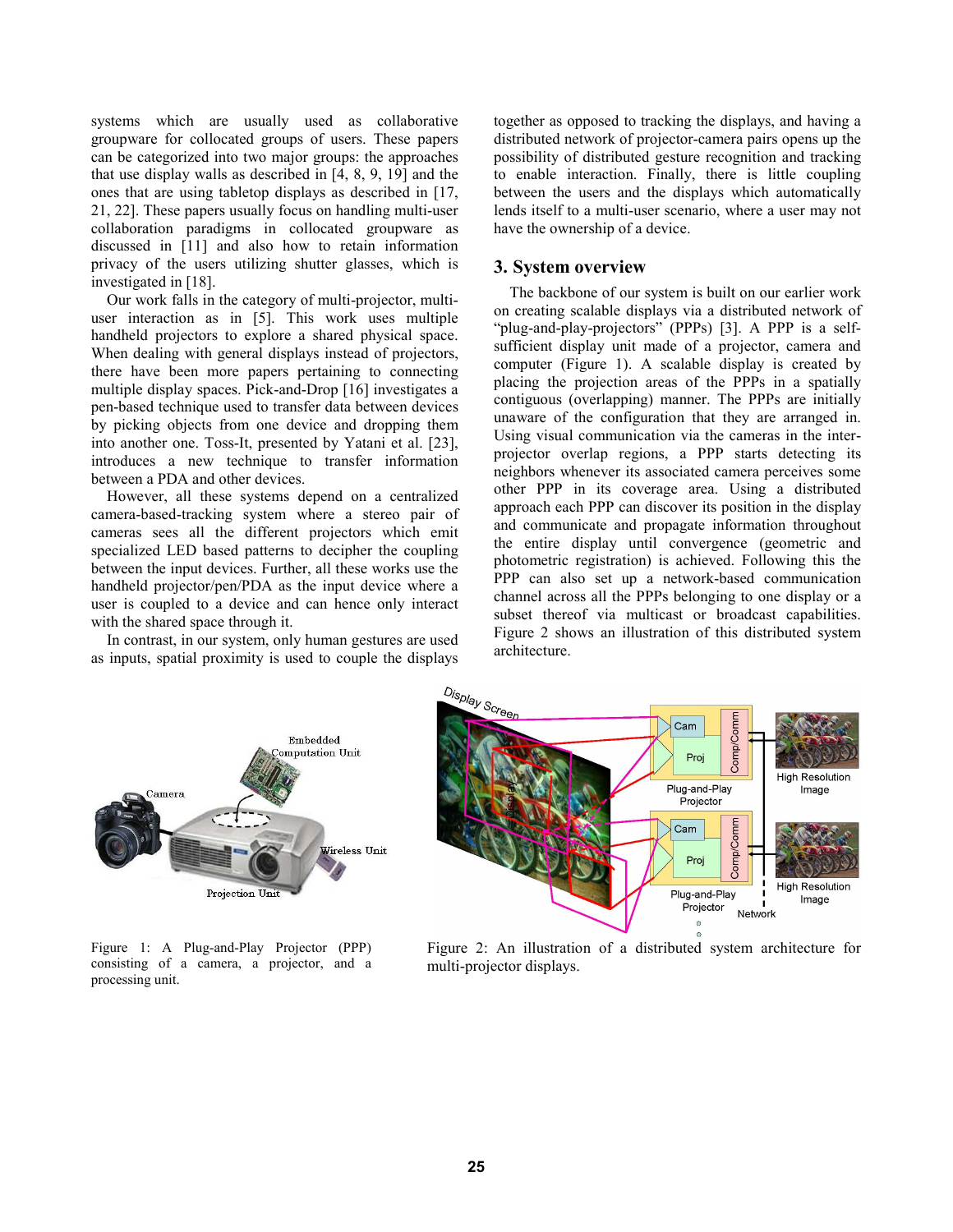systems which are usually used as collaborative groupware for collocated groups of users. These papers can be categorized into two major groups: the approaches that use display walls as described in [4, 8, 9, 19] and the ones that are using tabletop displays as described in [17, 21, 22]. These papers usually focus on handling multi-user collaboration paradigms in collocated groupware as discussed in [11] and also how to retain information privacy of the users utilizing shutter glasses, which is investigated in [18].

Our work falls in the category of multi-projector, multi-user interaction as in [5]. This work uses multiple handheld projectors to explore a shared physical space. When dealing with general displays instead of projectors, there have been more papers pertaining to connecting multiple display spaces. Pick-and-Drop [16] investigates a pen-based technique used to transfer data between devices by picking objects from one device and dropping them into another one. Toss-It, presented by Yatani et al. [23], introduces a new technique to transfer information between a PDA and other devices.

However, all these systems depend on a centralized camera-based-tracking system where a stereo pair of cameras sees all the different projectors which emit specialized LED based patterns to decipher the coupling between the input devices. Further, all these works use the handheld projector/pen/PDA as the input device where a user is coupled to a device and can hence only interact with the shared space through it.

In contrast, in our system, only human gestures are used as inputs, spatial proximity is used to couple the displays together as opposed to tracking the displays, and having a distributed network of projector-camera pairs opens up the possibility of distributed gesture recognition and tracking to enable interaction. Finally, there is little coupling between the users and the displays which automatically lends itself to a multi-user scenario, where a user may not have the ownership of a device.

## 3. System overview

The backbone of our system is built on our earlier work on creating scalable displays via a distributed network of "plug-and-play-projectors" (PPPs) [3]. A PPP is a self-sufficient display unit made of a projector, camera and computer (Figure 1). A scalable display is created by placing the projection areas of the PPPs in a spatially contiguous (overlapping) manner. The PPPs are initially unaware of the configuration that they are arranged in. Using visual communication via the cameras in the inter-projector overlap regions, a PPP starts detecting its neighbors whenever its associated camera perceives some other PPP in its coverage area. Using a distributed approach each PPP can discover its position in the display and communicate and propagate information throughout the entire display until convergence (geometric and photometric registration) is achieved. Following this the PPP can also set up a network-based communication channel across all the PPPs belonging to one display or a subset thereof via multicast or broadcast capabilities. Figure 2 shows an illustration of this distributed system architecture.

Figure 1: A Plug-and-Play Projector (PPP) consisting of a camera, a projector, and a processing unit.

Figure 2: An illustration of a distributed system architecture for multi-projector displays.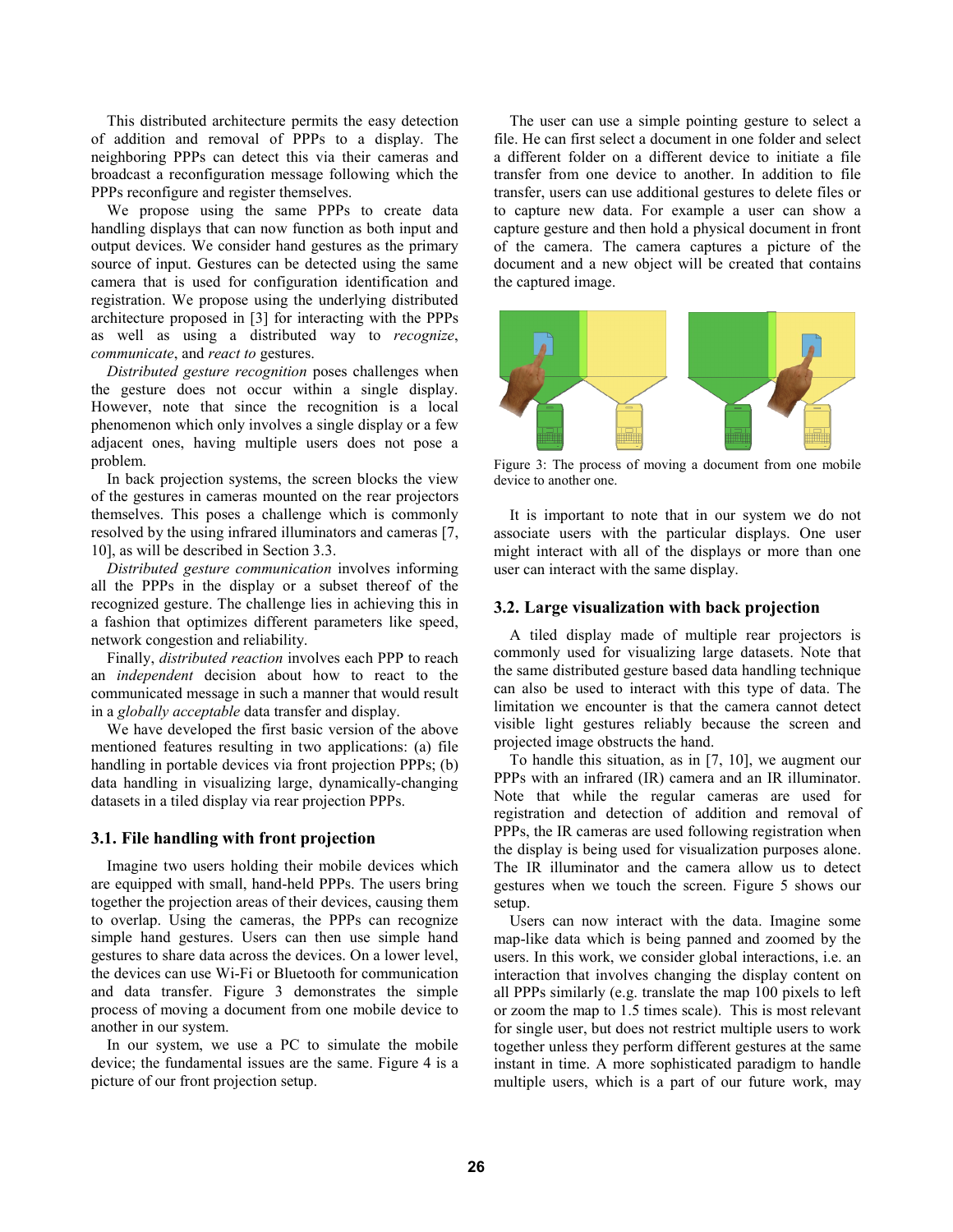This distributed architecture permits the easy detection of addition and removal of PPPs to a display. The neighboring PPPs can detect this via their cameras and broadcast a reconfiguration message following which the PPPs reconfigure and register themselves.

We propose using the same PPPs to create data handling displays that can now function as both input and output devices. We consider hand gestures as the primary source of input. Gestures can be detected using the same camera that is used for configuration identification and registration. We propose using the underlying distributed architecture proposed in [3] for interacting with the PPPs as well as using a distributed way to *recognize*, *communicate*, and *react to* gestures.

*Distributed gesture recognition* poses challenges when the gesture does not occur within a single display. However, note that since the recognition is a local phenomenon which only involves a single display or a few adjacent ones, having multiple users does not pose a problem.

In back projection systems, the screen blocks the view of the gestures in cameras mounted on the rear projectors themselves. This poses a challenge which is commonly resolved by the using infrared illuminators and cameras [7, 10], as will be described in Section 3.3.

*Distributed gesture communication* involves informing all the PPPs in the display or a subset thereof of the recognized gesture. The challenge lies in achieving this in a fashion that optimizes different parameters like speed, network congestion and reliability.

Finally, *distributed reaction* involves each PPP to reach an *independent* decision about how to react to the communicated message in such a manner that would result in a *globally acceptable* data transfer and display.

We have developed the first basic version of the above mentioned features resulting in two applications: (a) file handling in portable devices via front projection PPPs; (b) data handling in visualizing large, dynamically-changing datasets in a tiled display via rear projection PPPs.

### 3.1. File handling with front projection

Imagine two users holding their mobile devices which are equipped with small, hand-held PPPs. The users bring together the projection areas of their devices, causing them to overlap. Using the cameras, the PPPs can recognize simple hand gestures. Users can then use simple hand gestures to share data across the devices. On a lower level, the devices can use Wi-Fi or Bluetooth for communication and data transfer. Figure 3 demonstrates the simple process of moving a document from one mobile device to another in our system.

In our system, we use a PC to simulate the mobile device; the fundamental issues are the same. Figure 4 is a picture of our front projection setup.

The user can use a simple pointing gesture to select a file. He can first select a document in one folder and select a different folder on a different device to initiate a file transfer from one device to another. In addition to file transfer, users can use additional gestures to delete files or to capture new data. For example a user can show a capture gesture and then hold a physical document in front of the camera. The camera captures a picture of the document and a new object will be created that contains the captured image.

Figure 3: The process of moving a document from one mobile device to another one.

It is important to note that in our system we do not associate users with the particular displays. One user might interact with all of the displays or more than one user can interact with the same display.

### 3.2. Large visualization with back projection

A tiled display made of multiple rear projectors is commonly used for visualizing large datasets. Note that the same distributed gesture based data handling technique can also be used to interact with this type of data. The limitation we encounter is that the camera cannot detect visible light gestures reliably because the screen and projected image obstructs the hand.

To handle this situation, as in [7, 10], we augment our PPPs with an infrared (IR) camera and an IR illuminator. Note that while the regular cameras are used for registration and detection of addition and removal of PPPs, the IR cameras are used following registration when the display is being used for visualization purposes alone. The IR illuminator and the camera allow us to detect gestures when we touch the screen. Figure 5 shows our setup.

Users can now interact with the data. Imagine some map-like data which is being panned and zoomed by the users. In this work, we consider global interactions, i.e. an interaction that involves changing the display content on all PPPs similarly (e.g. translate the map 100 pixels to left or zoom the map to 1.5 times scale). This is most relevant for single user, but does not restrict multiple users to work together unless they perform different gestures at the same instant in time. A more sophisticated paradigm to handle multiple users, which is a part of our future work, may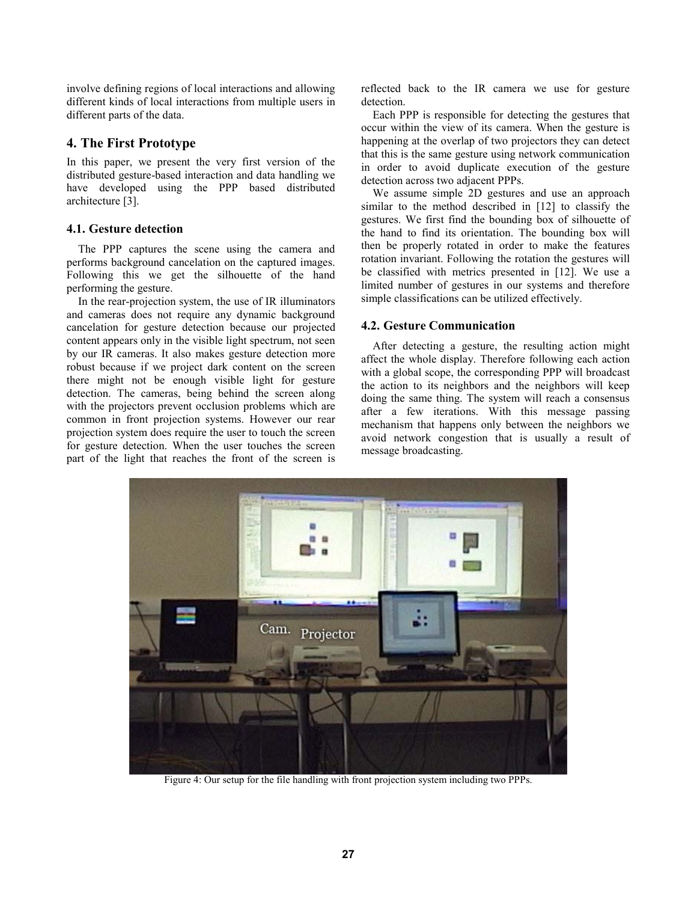involve defining regions of local interactions and allowing different kinds of local interactions from multiple users in different parts of the data.

## 4. The First Prototype

In this paper, we present the very first version of the distributed gesture-based interaction and data handling we have developed using the PPP based distributed architecture [3].

### 4.1. Gesture detection

The PPP captures the scene using the camera and performs background cancelation on the captured images. Following this we get the silhouette of the hand performing the gesture.

In the rear-projection system, the use of IR illuminators and cameras does not require any dynamic background cancelation for gesture detection because our projected content appears only in the visible light spectrum, not seen by our IR cameras. It also makes gesture detection more robust because if we project dark content on the screen there might not be enough visible light for gesture detection. The cameras, being behind the screen along with the projectors prevent occlusion problems which are common in front projection systems. However our rear projection system does require the user to touch the screen for gesture detection. When the user touches the screen part of the light that reaches the front of the screen is reflected back to the IR camera we use for gesture detection.

Each PPP is responsible for detecting the gestures that occur within the view of its camera. When the gesture is happening at the overlap of two projectors they can detect that this is the same gesture using network communication in order to avoid duplicate execution of the gesture detection across two adjacent PPPs.

We assume simple 2D gestures and use an approach similar to the method described in [12] to classify the gestures. We first find the bounding box of silhouette of the hand to find its orientation. The bounding box will then be properly rotated in order to make the features rotation invariant. Following the rotation the gestures will be classified with metrics presented in [12]. We use a limited number of gestures in our systems and therefore simple classifications can be utilized effectively.

### 4.2. Gesture Communication

After detecting a gesture, the resulting action might affect the whole display. Therefore following each action with a global scope, the corresponding PPP will broadcast the action to its neighbors and the neighbors will keep doing the same thing. The system will reach a consensus after a few iterations. With this message passing mechanism that happens only between the neighbors we avoid network congestion that is usually a result of message broadcasting.

Figure 4: Our setup for the file handling with front projection system including two PPPs.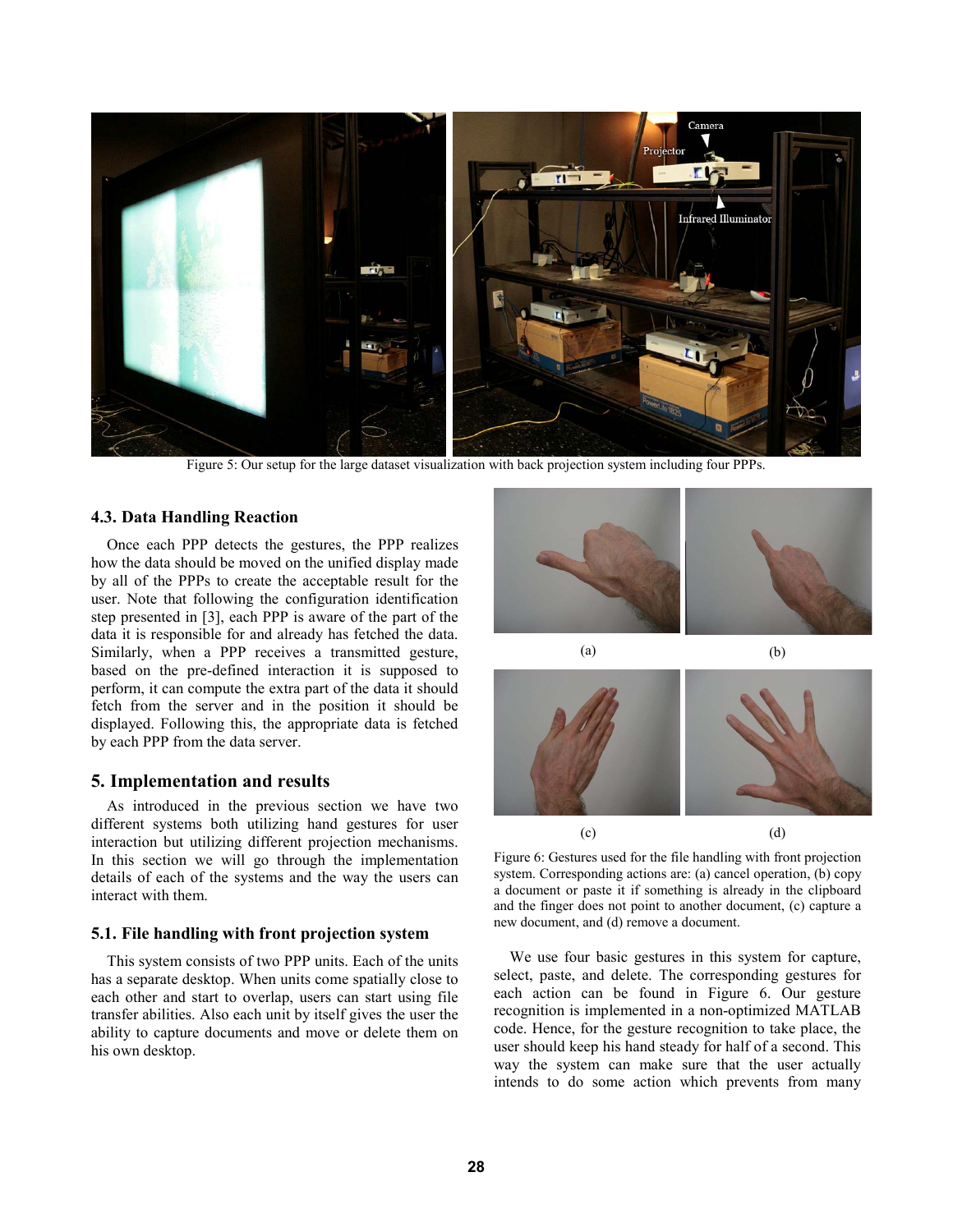Figure 5: Our setup for the large dataset visualization with back projection system including four PPPs.

### 4.3. Data Handling Reaction

Once each PPP detects the gestures, the PPP realizes how the data should be moved on the unified display made by all of the PPPs to create the acceptable result for the user. Note that following the configuration identification step presented in [3], each PPP is aware of the part of the data it is responsible for and already has fetched the data. Similarly, when a PPP receives a transmitted gesture, based on the pre-defined interaction it is supposed to perform, it can compute the extra part of the data it should fetch from the server and in the position it should be displayed. Following this, the appropriate data is fetched by each PPP from the data server.

## 5. Implementation and results

As introduced in the previous section we have two different systems both utilizing hand gestures for user interaction but utilizing different projection mechanisms. In this section we will go through the implementation details of each of the systems and the way the users can interact with them.

### 5.1. File handling with front projection system

This system consists of two PPP units. Each of the units has a separate desktop. When units come spatially close to each other and start to overlap, users can start using file transfer abilities. Also each unit by itself gives the user the ability to capture documents and move or delete them on his own desktop.

(a) (b)

(c) (d)

Figure 6: Gestures used for the file handling with front projection system. Corresponding actions are: (a) cancel operation, (b) copy a document or paste it if something is already in the clipboard and the finger does not point to another document, (c) capture a new document, and (d) remove a document.

We use four basic gestures in this system for capture, select, paste, and delete. The corresponding gestures for each action can be found in Figure 6. Our gesture recognition is implemented in a non-optimized MATLAB code. Hence, for the gesture recognition to take place, the user should keep his hand steady for half of a second. This way the system can make sure that the user actually intends to do some action which prevents from many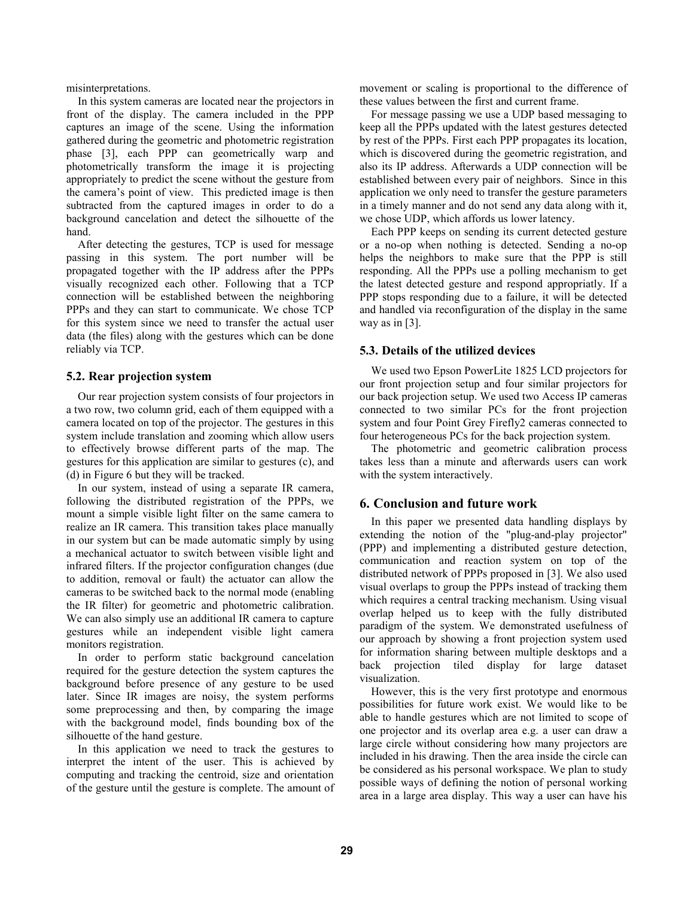misinterpretations.

In this system cameras are located near the projectors in front of the display. The camera included in the PPP captures an image of the scene. Using the information gathered during the geometric and photometric registration phase [3], each PPP can geometrically warp and photometrically transform the image it is projecting appropriately to predict the scene without the gesture from the camera's point of view. This predicted image is then subtracted from the captured images in order to do a background cancelation and detect the silhouette of the hand.

After detecting the gestures, TCP is used for message passing in this system. The port number will be propagated together with the IP address after the PPPs visually recognized each other. Following that a TCP connection will be established between the neighboring PPPs and they can start to communicate. We chose TCP for this system since we need to transfer the actual user data (the files) along with the gestures which can be done reliably via TCP.

### 5.2. Rear projection system

Our rear projection system consists of four projectors in a two row, two column grid, each of them equipped with a camera located on top of the projector. The gestures in this system include translation and zooming which allow users to effectively browse different parts of the map. The gestures for this application are similar to gestures (c), and (d) in Figure 6 but they will be tracked.

In our system, instead of using a separate IR camera, following the distributed registration of the PPPs, we mount a simple visible light filter on the same camera to realize an IR camera. This transition takes place manually in our system but can be made automatic simply by using a mechanical actuator to switch between visible light and infrared filters. If the projector configuration changes (due to addition, removal or fault) the actuator can allow the cameras to be switched back to the normal mode (enabling the IR filter) for geometric and photometric calibration. We can also simply use an additional IR camera to capture gestures while an independent visible light camera monitors registration.

In order to perform static background cancelation required for the gesture detection the system captures the background before presence of any gesture to be used later. Since IR images are noisy, the system performs some preprocessing and then, by comparing the image with the background model, finds bounding box of the silhouette of the hand gesture.

In this application we need to track the gestures to interpret the intent of the user. This is achieved by computing and tracking the centroid, size and orientation of the gesture until the gesture is complete. The amount of movement or scaling is proportional to the difference of these values between the first and current frame.

For message passing we use a UDP based messaging to keep all the PPPs updated with the latest gestures detected by rest of the PPPs. First each PPP propagates its location, which is discovered during the geometric registration, and also its IP address. Afterwards a UDP connection will be established between every pair of neighbors. Since in this application we only need to transfer the gesture parameters in a timely manner and do not send any data along with it, we chose UDP, which affords us lower latency.

Each PPP keeps on sending its current detected gesture or a no-op when nothing is detected. Sending a no-op helps the neighbors to make sure that the PPP is still responding. All the PPPs use a polling mechanism to get the latest detected gesture and respond appropriatly. If a PPP stops responding due to a failure, it will be detected and handled via reconfiguration of the display in the same way as in [3].

### 5.3. Details of the utilized devices

We used two Epson PowerLite 1825 LCD projectors for our front projection setup and four similar projectors for our back projection setup. We used two Access IP cameras connected to two similar PCs for the front projection system and four Point Grey Firefly2 cameras connected to four heterogeneous PCs for the back projection system.

The photometric and geometric calibration process takes less than a minute and afterwards users can work with the system interactively.

## 6. Conclusion and future work

In this paper we presented data handling displays by extending the notion of the "plug-and-play projector" (PPP) and implementing a distributed gesture detection, communication and reaction system on top of the distributed network of PPPs proposed in [3]. We also used visual overlaps to group the PPPs instead of tracking them which requires a central tracking mechanism. Using visual overlap helped us to keep with the fully distributed paradigm of the system. We demonstrated usefulness of our approach by showing a front projection system used for information sharing between multiple desktops and a back projection tiled display for large dataset visualization.

However, this is the very first prototype and enormous possibilities for future work exist. We would like to be able to handle gestures which are not limited to scope of one projector and its overlap area e.g. a user can draw a large circle without considering how many projectors are included in his drawing. Then the area inside the circle can be considered as his personal workspace. We plan to study possible ways of defining the notion of personal working area in a large area display. This way a user can have his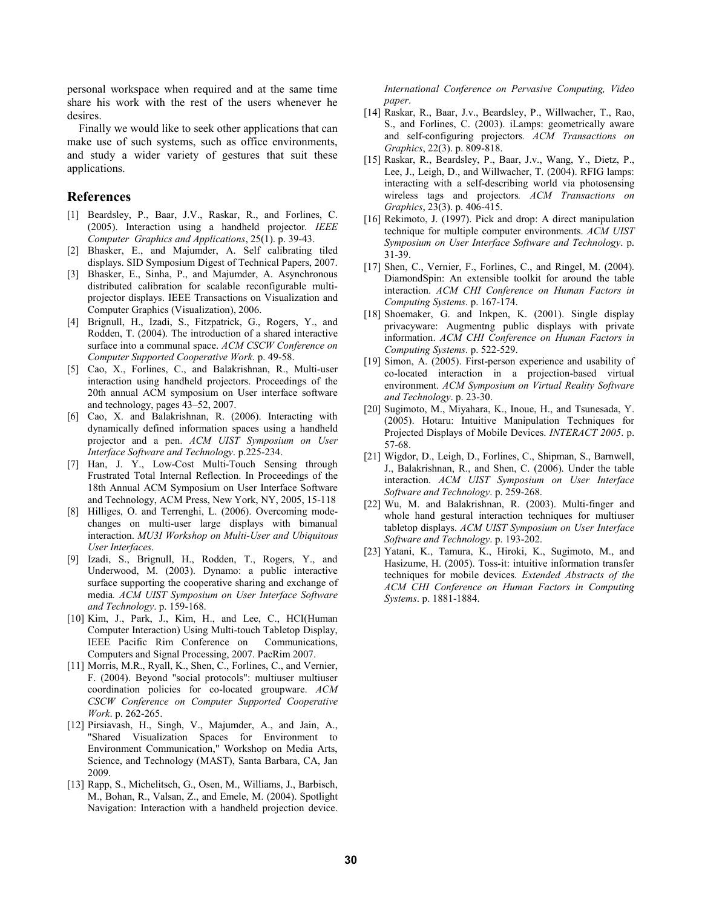personal workspace when required and at the same time share his work with the rest of the users whenever he desires.

Finally we would like to seek other applications that can make use of such systems, such as office environments, and study a wider variety of gestures that suit these applications.

## References

[1] Beardsley, P., Baar, J.V., Raskar, R., and Forlines, C. (2005). Interaction using a handheld projector. *IEEE Computer Graphics and Applications*, 25(1). p. 39-43.

[2] Bhasker, E., and Majumder, A. Self calibrating tiled displays. SID Symposium Digest of Technical Papers, 2007.

[3] Bhasker, E., Sinha, P., and Majumder, A. Asynchronous distributed calibration for scalable reconfigurable multi-projector displays. IEEE Transactions on Visualization and Computer Graphics (Visualization), 2006.

[4] Brignull, H., Izadi, S., Fitzpatrick, G., Rogers, Y., and Rodden, T. (2004). The introduction of a shared interactive surface into a communal space. *ACM CSCW Conference on Computer Supported Cooperative Work*. p. 49-58.

[5] Cao, X., Forlines, C., and Balakrishnan, R., Multi-user interaction using handheld projectors. Proceedings of the 20th annual ACM symposium on User interface software and technology, pages 43–52, 2007.

[6] Cao, X. and Balakrishnan, R. (2006). Interacting with dynamically defined information spaces using a handheld projector and a pen. *ACM UIST Symposium on User Interface Software and Technology*. p.225-234.

[7] Han, J. Y., Low-Cost Multi-Touch Sensing through Frustrated Total Internal Reflection. In Proceedings of the 18th Annual ACM Symposium on User Interface Software and Technology, ACM Press, New York, NY, 2005, 15-118

[8] Hilliges, O. and Terrenghi, L. (2006). Overcoming mode-changes on multi-user large displays with bimanual interaction. *MU3I Workshop on Multi-User and Ubiquitous User Interfaces*.

[9] Izadi, S., Brignull, H., Rodden, T., Rogers, Y., and Underwood, M. (2003). Dynamo: a public interactive surface supporting the cooperative sharing and exchange of media. *ACM UIST Symposium on User Interface Software and Technology*. p. 159-168.

[10] Kim, J., Park, J., Kim, H., and Lee, C., HCI(Human Computer Interaction) Using Multi-touch Tabletop Display, IEEE Pacific Rim Conference on Communications, Computers and Signal Processing, 2007. PacRim 2007.

[11] Morris, M.R., Ryall, K., Shen, C., Forlines, C., and Vernier, F. (2004). Beyond "social protocols": multiuser multiuser coordination policies for co-located groupware. *ACM CSCW Conference on Computer Supported Cooperative Work*. p. 262-265.

[12] Pirsiavash, H., Singh, V., Majumder, A., and Jain, A., "Shared Visualization Spaces for Environment to Environment Communication," Workshop on Media Arts, Science, and Technology (MAST), Santa Barbara, CA, Jan 2009.

[13] Rapp, S., Michelitsch, G., Osen, M., Williams, J., Barbisch, M., Bohan, R., Valsan, Z., and Emele, M. (2004). Spotlight Navigation: Interaction with a handheld projection device. *International Conference on Pervasive Computing, Video paper*.

[14] Raskar, R., Baar, J.v., Beardsley, P., Willwacher, T., Rao, S., and Forlines, C. (2003). iLamps: geometrically aware and self-configuring projectors. *ACM Transactions on Graphics*, 22(3). p. 809-818.

[15] Raskar, R., Beardsley, P., Baar, J.v., Wang, Y., Dietz, P., Lee, J., Leigh, D., and Willwacher, T. (2004). RFIG lamps: interacting with a self-describing world via photosensing wireless tags and projectors. *ACM Transactions on Graphics*, 23(3). p. 406-415.

[16] Rekimoto, J. (1997). Pick and drop: A direct manipulation technique for multiple computer environments. *ACM UIST Symposium on User Interface Software and Technology*. p. 31-39.

[17] Shen, C., Vernier, F., Forlines, C., and Ringel, M. (2004). DiamondSpin: An extensible toolkit for around the table interaction. *ACM CHI Conference on Human Factors in Computing Systems*. p. 167-174.

[18] Shoemaker, G. and Inkpen, K. (2001). Single display privacyware: Augmentng public displays with private information. *ACM CHI Conference on Human Factors in Computing Systems*. p. 522-529.

[19] Simon, A. (2005). First-person experience and usability of co-located interaction in a projection-based virtual environment. *ACM Symposium on Virtual Reality Software and Technology*. p. 23-30.

[20] Sugimoto, M., Miyahara, K., Inoue, H., and Tsunesada, Y. (2005). Hotaru: Intuitive Manipulation Techniques for Projected Displays of Mobile Devices. *INTERACT 2005*. p. 57-68.

[21] Wigdor, D., Leigh, D., Forlines, C., Shipman, S., Barnwell, J., Balakrishnan, R., and Shen, C. (2006). Under the table interaction. *ACM UIST Symposium on User Interface Software and Technology*. p. 259-268.

[22] Wu, M. and Balakrishnan, R. (2003). Multi-finger and whole hand gestural interaction techniques for multiuser tabletop displays. *ACM UIST Symposium on User Interface Software and Technology*. p. 193-202.

[23] Yatani, K., Tamura, K., Hiroki, K., Sugimoto, M., and Hasizume, H. (2005). Toss-it: intuitive information transfer techniques for mobile devices. *Extended Abstracts of the ACM CHI Conference on Human Factors in Computing Systems*. p. 1881-1884.